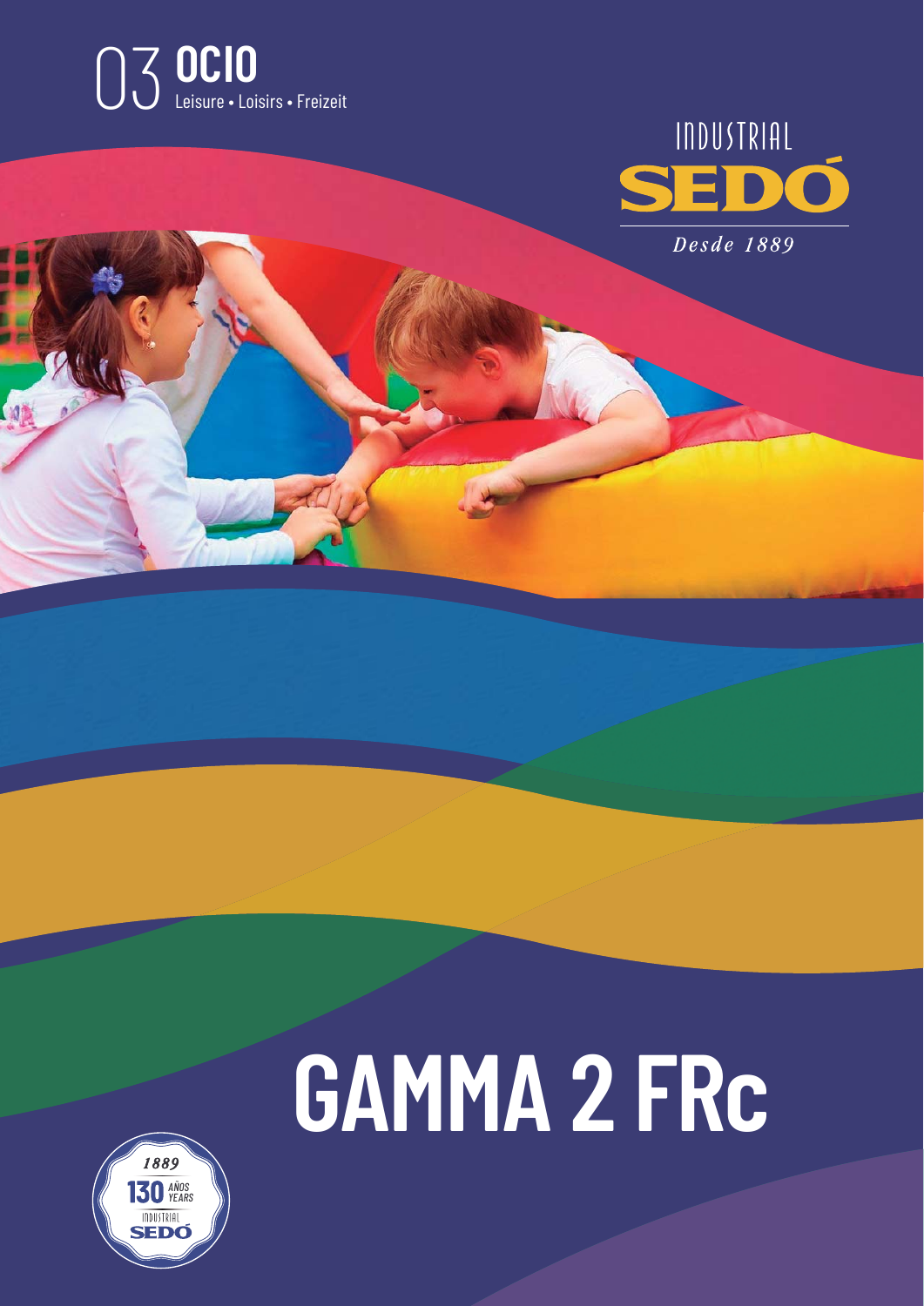03 **OCIO**

Leisure • Loisirs • Freizeit

INDUSTRIAL

**SEDÓ**

*Desde 1889*

# GAMMA 2 FRc

1889

130 AÑOS YEARS

INDUSTRIAL SEDÓ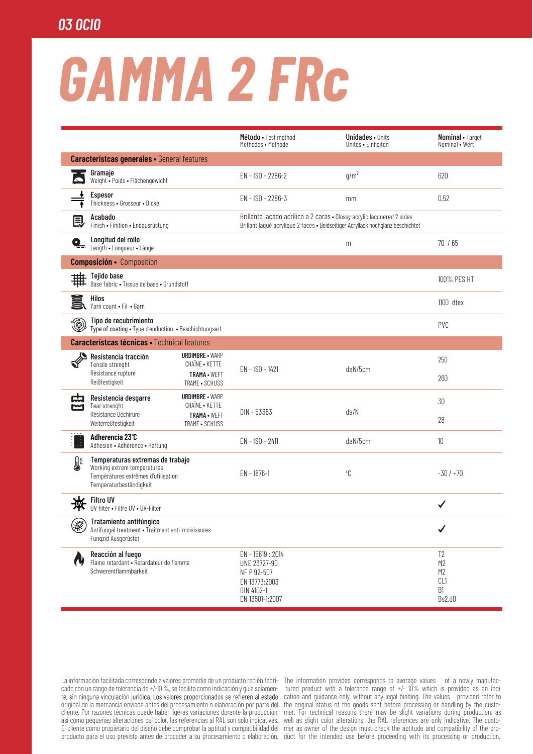03 OCIO

# GAMMA 2 FRc

| | **Método** • Test method<br>Méthodes • Methode | **Unidades** • Units<br>Unités • Einheiten | **Nominal** • Target<br>Nominal • Wert |
|---|---|---|---|
| **Característcas generales** • General features | | | |
| **Gramaje**<br>Weight • Poids • Flächengewicht | EN - ISO - 2286-2 | g/m² | 620 |
| **Espesor**<br>Thickness • Grosseur • Dicke | EN - ISO - 2286-3 | mm | 0,52 |
| **Acabado**<br>Finish • Finition • Endausrüstung | Brillante lacado acrílico a 2 caras • Glossy acrylic lacquered 2 sides<br>Brillant laqué acrylique 2 faces • Beidseitiger Acryllack hochglanz beschichtet | | |
| **Longitud del rollo**<br>Length • Longueur • Länge | | m | 70 / 65 |
| **Composición** • Composition | | | |
| **Tejido base**<br>Base fabric • Tissue de base • Grundstoff | | | 100% PES HT |
| **Hilos**<br>Yarn count • Fil • Garn | | | 1100 dtex |
| **Tipo de recubrimiento**<br>Type of coating • Type d'enduction • Beschichtungsart | | | PVC |
| **Característcas técnicas** • Technical features | | | |
| **Resistencia tracción**<br>Tensile strenght<br>Résistance rupture<br>Reißfestigkeit — **URDIMBRE** • WARP<br>CHAÎNE • KETTE | EN - ISO - 1421 | daN/5cm | 250 |
| **TRAMA** • WEFT<br>TRAME • SCHUSS | | | 260 |
| **Resistencia desgarre**<br>Tear strenght<br>Résistance Déchirure<br>Weiterreßfestigkeit — **URDIMBRE** • WARP<br>CHAÎNE • KETTE | DIN - 53363 | da/N | 30 |
| **TRAMA** • WEFT<br>TRAME • SCHUSS | | | 28 |
| **Adherencia 23°C**<br>Adhesion • Adhérence • Haftung | EN - ISO - 2411 | daN/5cm | 10 |
| **Temperaturas extremas de trabajo**<br>Working extrem temperatures<br>Températures extrêmes d'utilisation<br>Temperaturbeständigkeit | EN - 1876-1 | °C | -30 / +70 |
| **Filtro UV**<br>UV filter • Filtre UV • UV-Filter | | | ✓ |
| **Tratamiento antifúngico**<br>Antifungal treatment • Traitment anti-moisissures<br>Fungzid Ausgerüstet | | | ✓ |
| **Reacción al fuego**<br>Flame retardant • Retardateur de flamme<br>Schwerentflammbarkeit | EN - 15619 : 2014<br>UNE 23727-90<br>NF P 92-507<br>EN 13773:2003<br>DIN 4102-1<br>EN 13501-1:2007 | | T2<br>M2<br>M2<br>CL1<br>B1<br>Bs2,d0 |

La información facilitada corresponde a valores promedio de un producto recién fabricado con un rango de tolerancia de +/-10 %, se facilita como indicación y guía solamente, sin ninguna vinculación jurídica. Los valores proporcionados se refieren al estado original de la mercancía enviada antes del procesamiento o elaboración por parte del cliente. Por razones técnicas puede haber ligeras variaciones durante la producción, así como pequeñas alteraciones del color, las referencias al RAL son solo indicativas. El cliente como propietario del diseño debe comprobar la aptitud y compatibilidad del producto para el uso previsto antes de proceder a su procesamiento o elaboración.

The information provided corresponds to average values of a newly manufactured product with a tolerance range of +/- 10% which is provided as an indication and guidance only, without any legal binding. The values provided refer to the original status of the goods sent before processing or handling by the customer. For technical reasons there may be slight variations during production, as well as slight color alterations, the RAL references are only indicative. The customer as owner of the design must check the aptitude and compatibility of the product for the intended use before proceeding with its processing or production.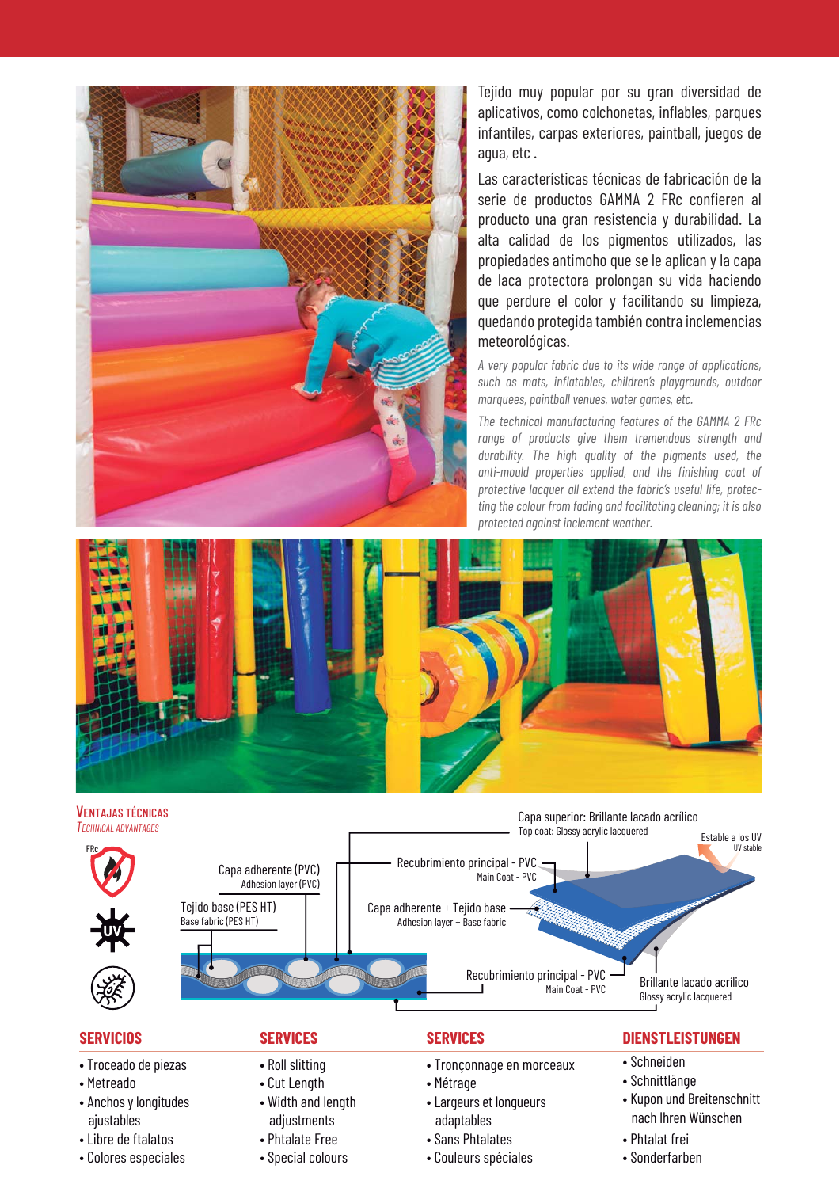Tejido muy popular por su gran diversidad de aplicativos, como colchonetas, inflables, parques infantiles, carpas exteriores, paintball, juegos de agua, etc .

Las características técnicas de fabricación de la serie de productos GAMMA 2 FRc confieren al producto una gran resistencia y durabilidad. La alta calidad de los pigmentos utilizados, las propiedades antimoho que se le aplican y la capa de laca protectora prolongan su vida haciendo que perdure el color y facilitando su limpieza, quedando protegida también contra inclemencias meteorológicas.

*A very popular fabric due to its wide range of applications, such as mats, inflatables, children's playgrounds, outdoor marquees, paintball venues, water games, etc.*

*The technical manufacturing features of the GAMMA 2 FRc range of products give them tremendous strength and durability. The high quality of the pigments used, the anti-mould properties applied, and the finishing coat of protective lacquer all extend the fabric's useful life, protecting the colour from fading and facilitating cleaning; it is also protected against inclement weather.*

## Ventajas técnicas
*Technical advantages*

FRc

Capa superior: Brillante lacado acrílico
Top coat: Glossy acrylic lacquered

Estable a los UV
UV stable

Recubrimiento principal - PVC
Main Coat - PVC

Capa adherente (PVC)
Adhesion layer (PVC)

Capa adherente + Tejido base
Adhesion layer + Base fabric

Tejido base (PES HT)
Base fabric (PES HT)

Recubrimiento principal - PVC
Main Coat - PVC

Brillante lacado acrílico
Glossy acrylic lacquered

## SERVICIOS

- Troceado de piezas
- Metreado
- Anchos y longitudes ajustables
- Libre de ftalatos
- Colores especiales

## SERVICES

- Roll slitting
- Cut Length
- Width and length adjustments
- Phtalate Free
- Special colours

## SERVICES

- Tronçonnage en morceaux
- Métrage
- Largeurs et longueurs adaptables
- Sans Phtalates
- Couleurs spéciales

## DIENSTLEISTUNGEN

- Schneiden
- Schnittlänge
- Kupon und Breitenschnitt nach Ihren Wünschen
- Phtalat frei
- Sonderfarben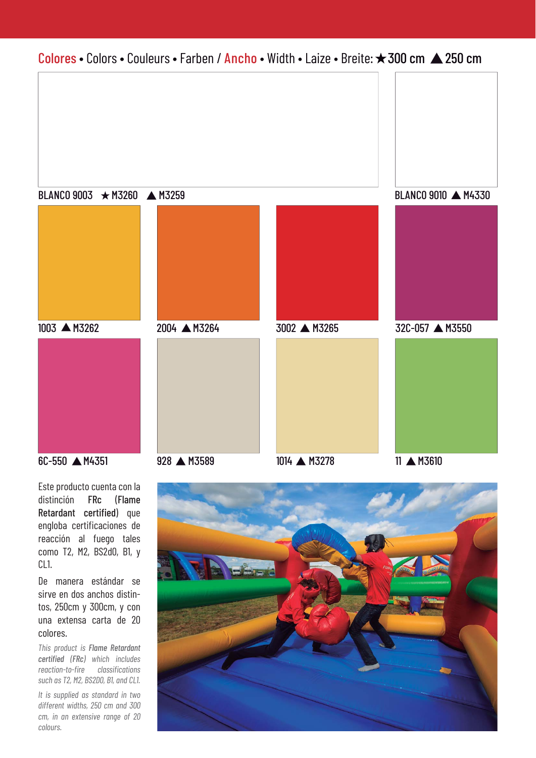## Colores • Colors • Couleurs • Farben / Ancho • Width • Laize • Breite: ★ 300 cm ▲ 250 cm

BLANCO 9003 ★ M3260 ▲ M3259

BLANCO 9010 ▲ M4330

1003 ▲ M3262

2004 ▲ M3264

3002 ▲ M3265

32C-057 ▲ M3550

6C-550 ▲ M4351

928 ▲ M3589

1014 ▲ M3278

11 ▲ M3610

Este producto cuenta con la distinción **FRc (Flame Retardant certified)** que engloba certificaciones de reacción al fuego tales como T2, M2, BS2d0, B1, y CL1.

De manera estándar se sirve en dos anchos distintos, 250cm y 300cm, y con una extensa carta de 20 colores.

*This product is **Flame Retardant certified (FRc)** which includes reaction-to-fire classifications such as T2, M2, BS2D0, B1, and CL1.*

*It is supplied as standard in two different widths, 250 cm and 300 cm, in an extensive range of 20 colours.*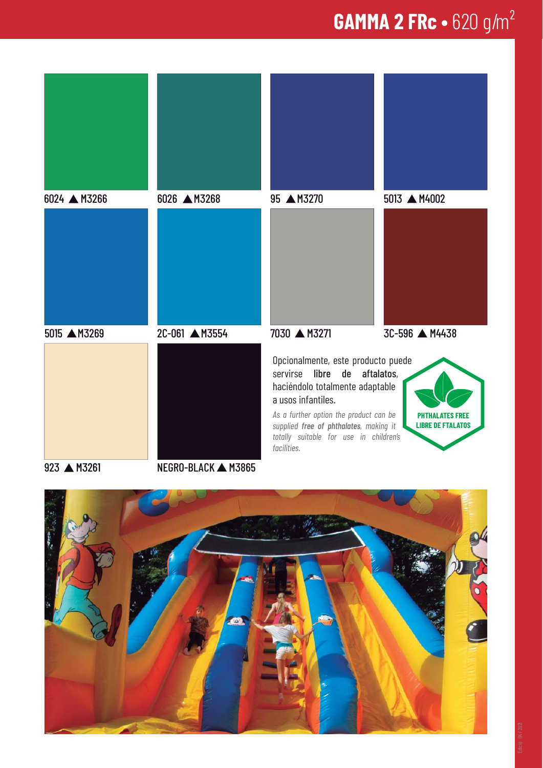# GAMMA 2 FRc • 620 g/m²

6024 ▲ M3266

6026 ▲ M3268

95 ▲ M3270

5013 ▲ M4002

5015 ▲ M3269

2C-061 ▲ M3554

7030 ▲ M3271

3C-596 ▲ M4438

923 ▲ M3261

NEGRO-BLACK ▲ M3865

Opcionalmente, este producto puede servirse **libre de aftalatos**, haciéndolo totalmente adaptable a usos infantiles.

*As a further option the product can be supplied* ***free of phthalates****, making it totally suitable for use in children's facilities.*

**PHTHALATES FREE**
**LIBRE DE FTALATOS**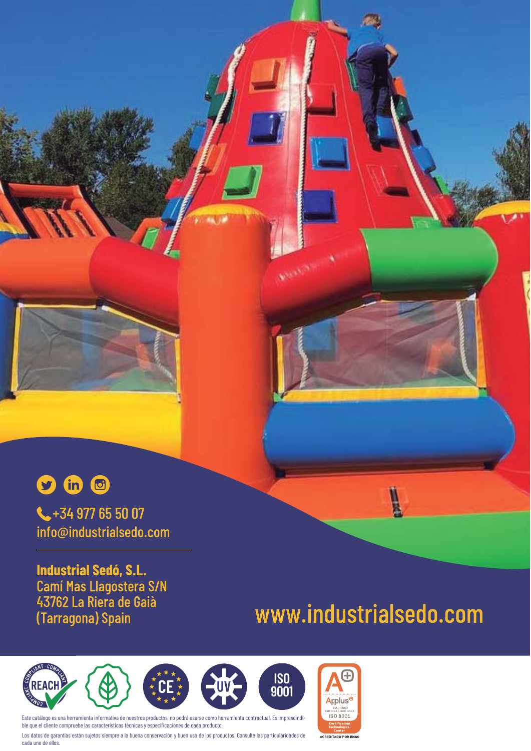+34 977 65 50 07
info@industrialsedo.com

**Industrial Sedó, S.L.**
Camí Mas Llagostera S/N
43762 La Riera de Gaià
(Tarragona) Spain

www.industrialsedo.com

Este catálogo es una herramienta informativa de nuestros productos, no podrá usarse como herramienta contractual. Es imprescindible que el cliente compruebe las características técnicas y especificaciones de cada producto.

Los datos de garantías están sujetos siempre a la buena conservación y buen uso de los productos. Consulte las particularidades de cada uno de ellos.